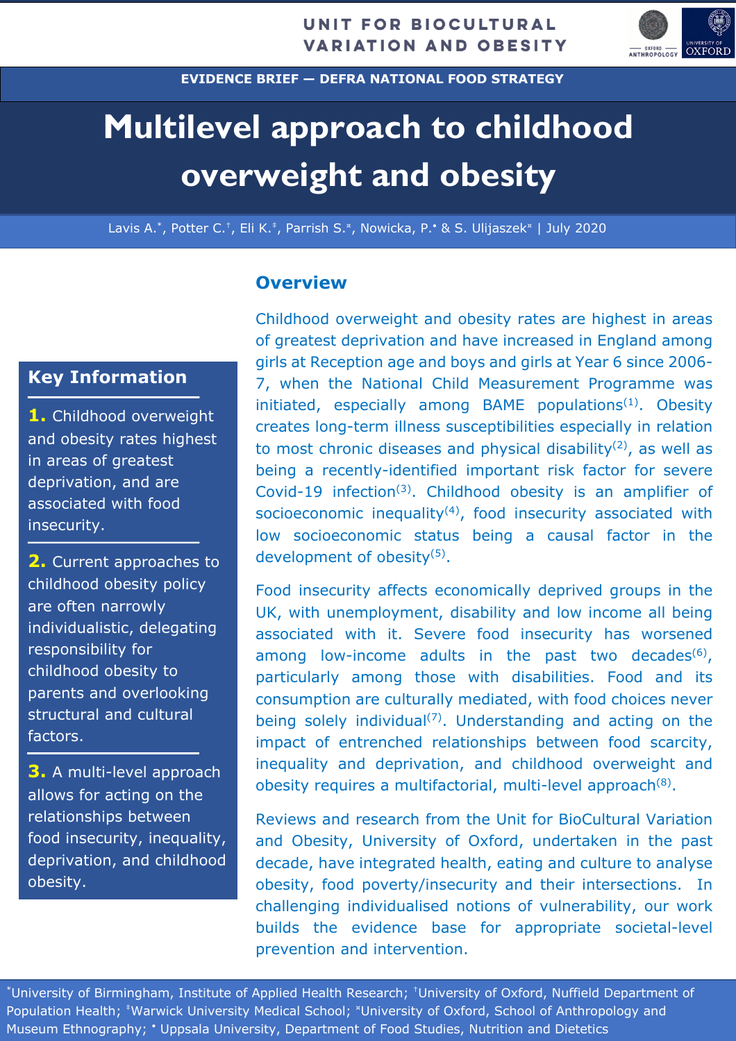UNIT FOR BIOCULTURAL VARIATION AND OBESITY

EVIDENCE BRIEF — DEFRA NATIONAL FOOD STRATEGY

# Multilevel approach to childhood overweight and obesity

Lavis A.[*], Potter C.[†], Eli K.[‡], Parrish S.[¤], Nowicka, P.[•] & S. Ulijaszek[¤] | July 2020

## Key Information

**1.** Childhood overweight and obesity rates highest in areas of greatest deprivation, and are associated with food insecurity.

**2.** Current approaches to childhood obesity policy are often narrowly individualistic, delegating responsibility for childhood obesity to parents and overlooking structural and cultural factors.

**3.** A multi-level approach allows for acting on the relationships between food insecurity, inequality, deprivation, and childhood obesity.

## Overview

Childhood overweight and obesity rates are highest in areas of greatest deprivation and have increased in England among girls at Reception age and boys and girls at Year 6 since 2006-7, when the National Child Measurement Programme was initiated, especially among BAME populations[(1)]. Obesity creates long-term illness susceptibilities especially in relation to most chronic diseases and physical disability[(2)], as well as being a recently-identified important risk factor for severe Covid-19 infection[(3)]. Childhood obesity is an amplifier of socioeconomic inequality[(4)], food insecurity associated with low socioeconomic status being a causal factor in the development of obesity[(5)].

Food insecurity affects economically deprived groups in the UK, with unemployment, disability and low income all being associated with it. Severe food insecurity has worsened among low-income adults in the past two decades[(6)], particularly among those with disabilities. Food and its consumption are culturally mediated, with food choices never being solely individual[(7)]. Understanding and acting on the impact of entrenched relationships between food scarcity, inequality and deprivation, and childhood overweight and obesity requires a multifactorial, multi-level approach[(8)].

Reviews and research from the Unit for BioCultural Variation and Obesity, University of Oxford, undertaken in the past decade, have integrated health, eating and culture to analyse obesity, food poverty/insecurity and their intersections. In challenging individualised notions of vulnerability, our work builds the evidence base for appropriate societal-level prevention and intervention.

[*]University of Birmingham, Institute of Applied Health Research; [†]University of Oxford, Nuffield Department of Population Health; [‡]Warwick University Medical School; [¤]University of Oxford, School of Anthropology and Museum Ethnography; [•] Uppsala University, Department of Food Studies, Nutrition and Dietetics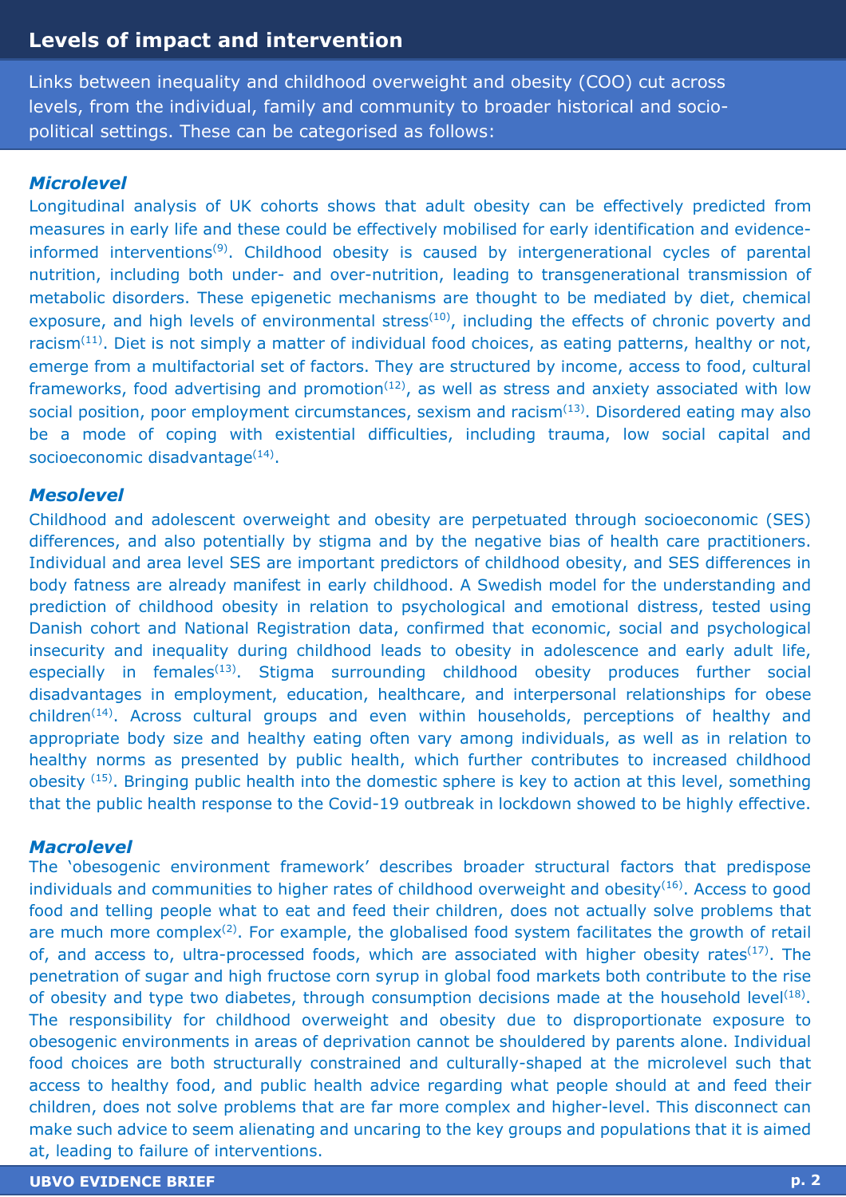## Levels of impact and intervention

Links between inequality and childhood overweight and obesity (COO) cut across levels, from the individual, family and community to broader historical and socio-political settings. These can be categorised as follows:

### *Microlevel*

Longitudinal analysis of UK cohorts shows that adult obesity can be effectively predicted from measures in early life and these could be effectively mobilised for early identification and evidence-informed interventions[9]. Childhood obesity is caused by intergenerational cycles of parental nutrition, including both under- and over-nutrition, leading to transgenerational transmission of metabolic disorders. These epigenetic mechanisms are thought to be mediated by diet, chemical exposure, and high levels of environmental stress[10], including the effects of chronic poverty and racism[11]. Diet is not simply a matter of individual food choices, as eating patterns, healthy or not, emerge from a multifactorial set of factors. They are structured by income, access to food, cultural frameworks, food advertising and promotion[12], as well as stress and anxiety associated with low social position, poor employment circumstances, sexism and racism[13]. Disordered eating may also be a mode of coping with existential difficulties, including trauma, low social capital and socioeconomic disadvantage[14].

### *Mesolevel*

Childhood and adolescent overweight and obesity are perpetuated through socioeconomic (SES) differences, and also potentially by stigma and by the negative bias of health care practitioners. Individual and area level SES are important predictors of childhood obesity, and SES differences in body fatness are already manifest in early childhood. A Swedish model for the understanding and prediction of childhood obesity in relation to psychological and emotional distress, tested using Danish cohort and National Registration data, confirmed that economic, social and psychological insecurity and inequality during childhood leads to obesity in adolescence and early adult life, especially in females[13]. Stigma surrounding childhood obesity produces further social disadvantages in employment, education, healthcare, and interpersonal relationships for obese children[14]. Across cultural groups and even within households, perceptions of healthy and appropriate body size and healthy eating often vary among individuals, as well as in relation to healthy norms as presented by public health, which further contributes to increased childhood obesity [15]. Bringing public health into the domestic sphere is key to action at this level, something that the public health response to the Covid-19 outbreak in lockdown showed to be highly effective.

### *Macrolevel*

The 'obesogenic environment framework' describes broader structural factors that predispose individuals and communities to higher rates of childhood overweight and obesity[16]. Access to good food and telling people what to eat and feed their children, does not actually solve problems that are much more complex[2]. For example, the globalised food system facilitates the growth of retail of, and access to, ultra-processed foods, which are associated with higher obesity rates[17]. The penetration of sugar and high fructose corn syrup in global food markets both contribute to the rise of obesity and type two diabetes, through consumption decisions made at the household level[18]. The responsibility for childhood overweight and obesity due to disproportionate exposure to obesogenic environments in areas of deprivation cannot be shouldered by parents alone. Individual food choices are both structurally constrained and culturally-shaped at the microlevel such that access to healthy food, and public health advice regarding what people should at and feed their children, does not solve problems that are far more complex and higher-level. This disconnect can make such advice to seem alienating and uncaring to the key groups and populations that it is aimed at, leading to failure of interventions.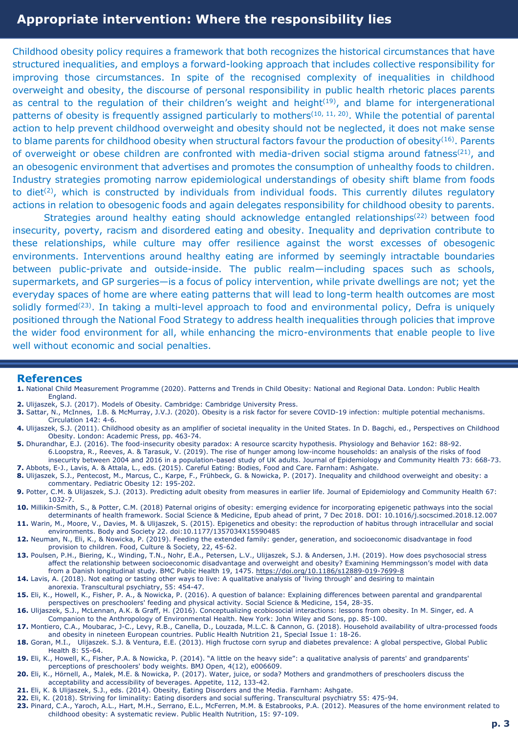# Appropriate intervention: Where the responsibility lies

Childhood obesity policy requires a framework that both recognizes the historical circumstances that have structured inequalities, and employs a forward-looking approach that includes collective responsibility for improving those circumstances. In spite of the recognised complexity of inequalities in childhood overweight and obesity, the discourse of personal responsibility in public health rhetoric places parents as central to the regulation of their children's weight and height[19], and blame for intergenerational patterns of obesity is frequently assigned particularly to mothers[10, 11, 20]. While the potential of parental action to help prevent childhood overweight and obesity should not be neglected, it does not make sense to blame parents for childhood obesity when structural factors favour the production of obesity[16]. Parents of overweight or obese children are confronted with media-driven social stigma around fatness[21], and an obesogenic environment that advertises and promotes the consumption of unhealthy foods to children. Industry strategies promoting narrow epidemiological understandings of obesity shift blame from foods to diet[2], which is constructed by individuals from individual foods. This currently dilutes regulatory actions in relation to obesogenic foods and again delegates responsibility for childhood obesity to parents.

Strategies around healthy eating should acknowledge entangled relationships[22] between food insecurity, poverty, racism and disordered eating and obesity. Inequality and deprivation contribute to these relationships, while culture may offer resilience against the worst excesses of obesogenic environments. Interventions around healthy eating are informed by seemingly intractable boundaries between public-private and outside-inside. The public realm—including spaces such as schools, supermarkets, and GP surgeries—is a focus of policy intervention, while private dwellings are not; yet the everyday spaces of home are where eating patterns that will lead to long-term health outcomes are most solidly formed[23]. In taking a multi-level approach to food and environmental policy, Defra is uniquely positioned through the National Food Strategy to address health inequalities through policies that improve the wider food environment for all, while enhancing the micro-environments that enable people to live well without economic and social penalties.

## References

1. National Child Measurement Programme (2020). Patterns and Trends in Child Obesity: National and Regional Data. London: Public Health England.
2. Ulijaszek, S.J. (2017). Models of Obesity. Cambridge: Cambridge University Press.
3. Sattar, N., McInnes, I.B. & McMurray, J.V.J. (2020). Obesity is a risk factor for severe COVID-19 infection: multiple potential mechanisms. Circulation 142: 4-6.
4. Ulijaszek, S.J. (2011). Childhood obesity as an amplifier of societal inequality in the United States. In D. Bagchi, ed., Perspectives on Childhood Obesity. London: Academic Press, pp. 463-74.
5. Dhurandhar, E.J. (2016). The food-insecurity obesity paradox: A resource scarcity hypothesis. Physiology and Behavior 162: 88-92.
6. Loopstra, R., Reeves, A. & Tarasuk, V. (2019). The rise of hunger among low-income households: an analysis of the risks of food insecurity between 2004 and 2016 in a population-based study of UK adults. Journal of Epidemiology and Community Health 73: 668-73.
7. Abbots, E-J., Lavis, A. & Attala, L., eds. (2015). Careful Eating: Bodies, Food and Care. Farnham: Ashgate.
8. Ulijaszek, S.J., Pentecost, M., Marcus, C., Karpe, F., Frühbeck, G. & Nowicka, P. (2017). Inequality and childhood overweight and obesity: a commentary. Pediatric Obesity 12: 195-202.
9. Potter, C.M. & Ulijaszek, S.J. (2013). Predicting adult obesity from measures in earlier life. Journal of Epidemiology and Community Health 67: 1032-7.
10. Millikin-Smith, S., & Potter, C.M. (2018) Paternal origins of obesity: emerging evidence for incorporating epigenetic pathways into the social determinants of health framework. Social Science & Medicine, Epub ahead of print, 7 Dec 2018. DOI: 10.1016/j.socscimed.2018.12.007
11. Warin, M., Moore, V., Davies, M. & Ulijaszek, S. (2015). Epigenetics and obesity: the reproduction of habitus through intracellular and social environments. Body and Society 22. doi:10.1177/1357034X15590485
12. Neuman, N., Eli, K., & Nowicka, P. (2019). Feeding the extended family: gender, generation, and socioeconomic disadvantage in food provision to children. Food, Culture & Society, 22, 45-62.
13. Poulsen, P.H., Biering, K., Winding, T.N., Nohr, E.A., Petersen, L.V., Ulijaszek, S.J. & Andersen, J.H. (2019). How does psychosocial stress affect the relationship between socioeconomic disadvantage and overweight and obesity? Examining Hemmingsson's model with data from a Danish longitudinal study. BMC Public Health 19, 1475. https://doi.org/10.1186/s12889-019-7699-8
14. Lavis, A. (2018). Not eating or tasting other ways to live: A qualitative analysis of 'living through' and desiring to maintain anorexia. Transcultural psychiatry, 55: 454-47.
15. Eli, K., Howell, K., Fisher, P. A., & Nowicka, P. (2016). A question of balance: Explaining differences between parental and grandparental perspectives on preschoolers' feeding and physical activity. Social Science & Medicine, 154, 28-35.
16. Ulijaszek, S.J., McLennan, A.K. & Graff, H. (2016). Conceptualizing ecobiosocial interactions: lessons from obesity. In M. Singer, ed. A Companion to the Anthropology of Environmental Health. New York: John Wiley and Sons, pp. 85-100.
17. Montiero, C.A., Moubarac, J-C., Levy, R.B., Canella, D., Louzada, M.L.C. & Cannon, G. (2018). Household availability of ultra-processed foods and obesity in nineteen European countries. Public Health Nutrition 21, Special Issue 1: 18-26.
18. Goran, M.I., Ulijaszek. S.J. & Ventura, E.E. (2013). High fructose corn syrup and diabetes prevalence: A global perspective, Global Public Health 8: 55-64.
19. Eli, K., Howell, K., Fisher, P.A. & Nowicka, P. (2014). "A little on the heavy side": a qualitative analysis of parents' and grandparents' perceptions of preschoolers' body weights. BMJ Open, 4(12), e006609.
20. Eli, K., Hörnell, A., Malek, M.E. & Nowicka, P. (2017). Water, juice, or soda? Mothers and grandmothers of preschoolers discuss the acceptability and accessibility of beverages. Appetite, 112, 133-42.
21. Eli, K. & Ulijaszek, S.J., eds. (2014). Obesity, Eating Disorders and the Media. Farnham: Ashgate.
22. Eli, K. (2018). Striving for liminality: Eating disorders and social suffering. Transcultural psychiatry 55: 475-94.
23. Pinard, C.A., Yaroch, A.L., Hart, M.H., Serrano, E.L., McFerren, M.M. & Estabrooks, P.A. (2012). Measures of the home environment related to childhood obesity: A systematic review. Public Health Nutrition, 15: 97-109.